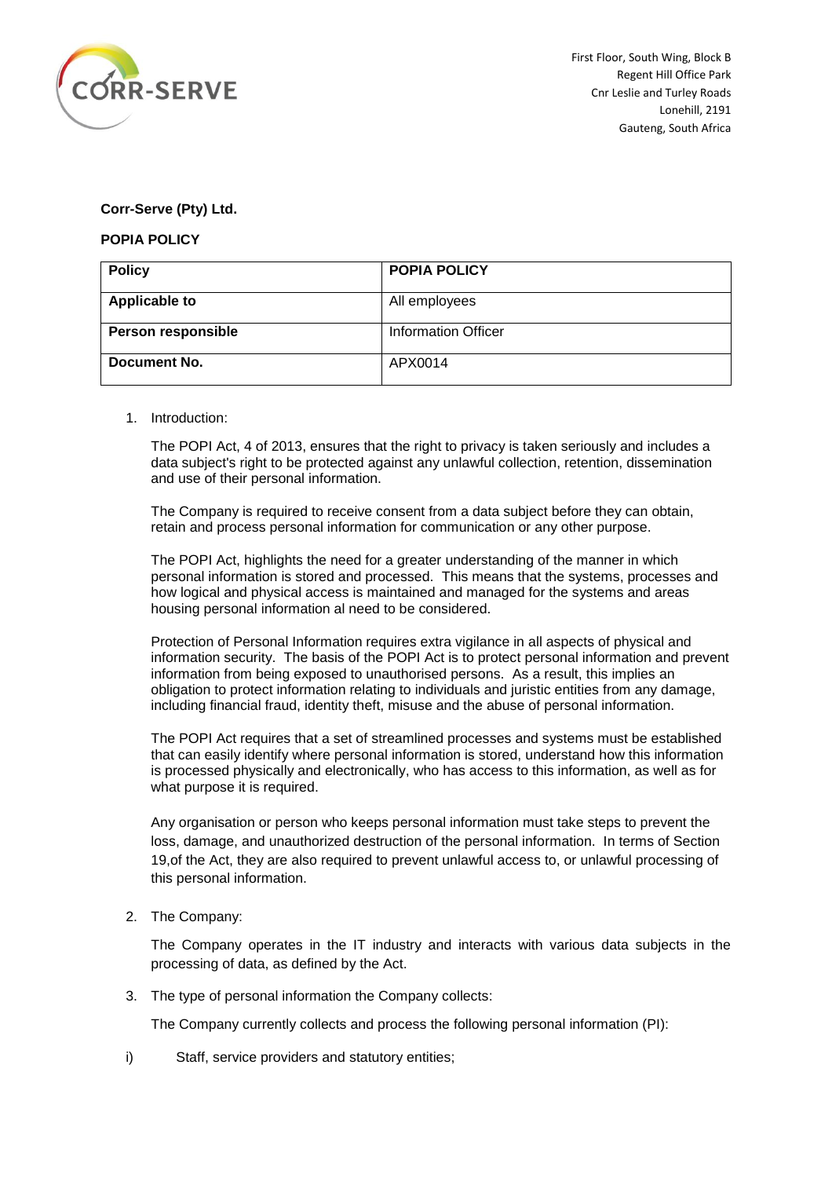First Floor, South Wing, Block B
Regent Hill Office Park
Cnr Leslie and Turley Roads
Lonehill, 2191
Gauteng, South Africa

**Corr-Serve (Pty) Ltd.**

**POPIA POLICY**

| **Policy** | **POPIA POLICY** |
|---|---|
| **Applicable to** | All employees |
| **Person responsible** | Information Officer |
| **Document No.** | APX0014 |

1. Introduction:

   The POPI Act, 4 of 2013, ensures that the right to privacy is taken seriously and includes a data subject's right to be protected against any unlawful collection, retention, dissemination and use of their personal information.

   The Company is required to receive consent from a data subject before they can obtain, retain and process personal information for communication or any other purpose.

   The POPI Act, highlights the need for a greater understanding of the manner in which personal information is stored and processed. This means that the systems, processes and how logical and physical access is maintained and managed for the systems and areas housing personal information al need to be considered.

   Protection of Personal Information requires extra vigilance in all aspects of physical and information security. The basis of the POPI Act is to protect personal information and prevent information from being exposed to unauthorised persons. As a result, this implies an obligation to protect information relating to individuals and juristic entities from any damage, including financial fraud, identity theft, misuse and the abuse of personal information.

   The POPI Act requires that a set of streamlined processes and systems must be established that can easily identify where personal information is stored, understand how this information is processed physically and electronically, who has access to this information, as well as for what purpose it is required.

   Any organisation or person who keeps personal information must take steps to prevent the loss, damage, and unauthorized destruction of the personal information. In terms of Section 19,of the Act, they are also required to prevent unlawful access to, or unlawful processing of this personal information.

2. The Company:

   The Company operates in the IT industry and interacts with various data subjects in the processing of data, as defined by the Act.

3. The type of personal information the Company collects:

   The Company currently collects and process the following personal information (PI):

i) Staff, service providers and statutory entities;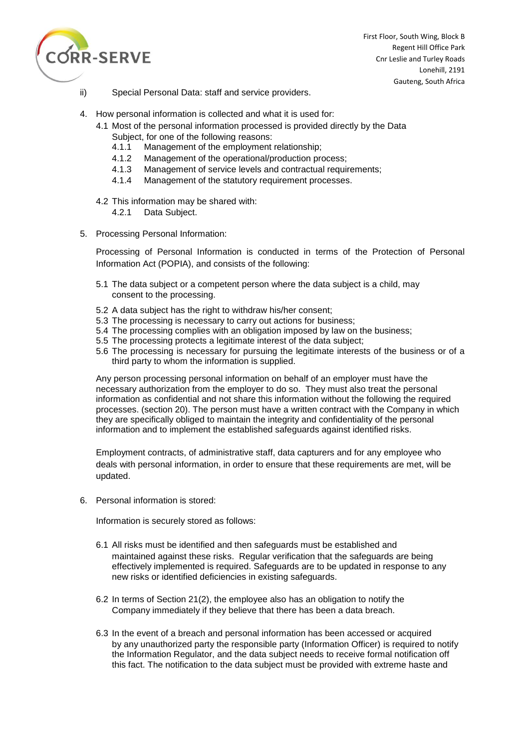ii) Special Personal Data: staff and service providers.

4. How personal information is collected and what it is used for:
   - 4.1 Most of the personal information processed is provided directly by the Data Subject, for one of the following reasons:
     - 4.1.1 Management of the employment relationship;
     - 4.1.2 Management of the operational/production process;
     - 4.1.3 Management of service levels and contractual requirements;
     - 4.1.4 Management of the statutory requirement processes.
   - 4.2 This information may be shared with:
     - 4.2.1 Data Subject.

5. Processing Personal Information:

   Processing of Personal Information is conducted in terms of the Protection of Personal Information Act (POPIA), and consists of the following:

   - 5.1 The data subject or a competent person where the data subject is a child, may consent to the processing.
   - 5.2 A data subject has the right to withdraw his/her consent;
   - 5.3 The processing is necessary to carry out actions for business;
   - 5.4 The processing complies with an obligation imposed by law on the business;
   - 5.5 The processing protects a legitimate interest of the data subject;
   - 5.6 The processing is necessary for pursuing the legitimate interests of the business or of a third party to whom the information is supplied.

   Any person processing personal information on behalf of an employer must have the necessary authorization from the employer to do so. They must also treat the personal information as confidential and not share this information without the following the required processes. (section 20). The person must have a written contract with the Company in which they are specifically obliged to maintain the integrity and confidentiality of the personal information and to implement the established safeguards against identified risks.

   Employment contracts, of administrative staff, data capturers and for any employee who deals with personal information, in order to ensure that these requirements are met, will be updated.

6. Personal information is stored:

   Information is securely stored as follows:

   - 6.1 All risks must be identified and then safeguards must be established and maintained against these risks. Regular verification that the safeguards are being effectively implemented is required. Safeguards are to be updated in response to any new risks or identified deficiencies in existing safeguards.
   - 6.2 In terms of Section 21(2), the employee also has an obligation to notify the Company immediately if they believe that there has been a data breach.
   - 6.3 In the event of a breach and personal information has been accessed or acquired by any unauthorized party the responsible party (Information Officer) is required to notify the Information Regulator, and the data subject needs to receive formal notification off this fact. The notification to the data subject must be provided with extreme haste and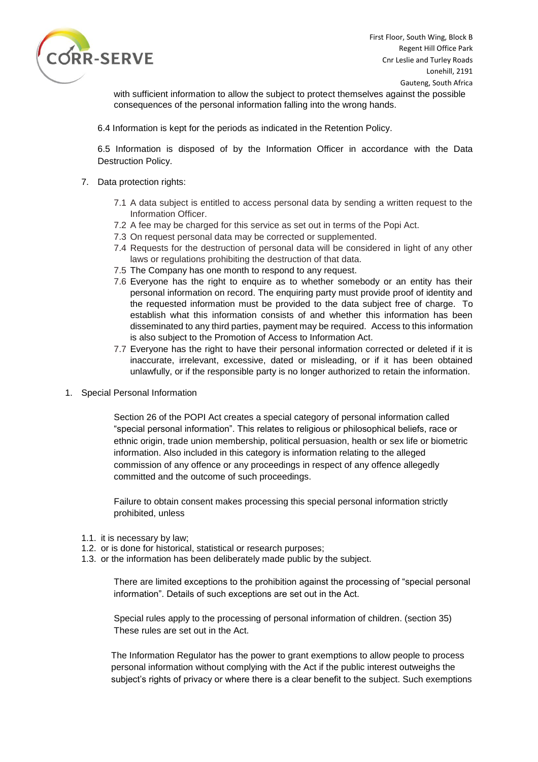with sufficient information to allow the subject to protect themselves against the possible consequences of the personal information falling into the wrong hands.

6.4 Information is kept for the periods as indicated in the Retention Policy.

6.5 Information is disposed of by the Information Officer in accordance with the Data Destruction Policy.

7. Data protection rights:

   7.1 A data subject is entitled to access personal data by sending a written request to the Information Officer.

   7.2 A fee may be charged for this service as set out in terms of the Popi Act.

   7.3 On request personal data may be corrected or supplemented.

   7.4 Requests for the destruction of personal data will be considered in light of any other laws or regulations prohibiting the destruction of that data.

   7.5 The Company has one month to respond to any request.

   7.6 Everyone has the right to enquire as to whether somebody or an entity has their personal information on record. The enquiring party must provide proof of identity and the requested information must be provided to the data subject free of charge. To establish what this information consists of and whether this information has been disseminated to any third parties, payment may be required. Access to this information is also subject to the Promotion of Access to Information Act.

   7.7 Everyone has the right to have their personal information corrected or deleted if it is inaccurate, irrelevant, excessive, dated or misleading, or if it has been obtained unlawfully, or if the responsible party is no longer authorized to retain the information.

1. Special Personal Information

   Section 26 of the POPI Act creates a special category of personal information called "special personal information". This relates to religious or philosophical beliefs, race or ethnic origin, trade union membership, political persuasion, health or sex life or biometric information. Also included in this category is information relating to the alleged commission of any offence or any proceedings in respect of any offence allegedly committed and the outcome of such proceedings.

   Failure to obtain consent makes processing this special personal information strictly prohibited, unless

   1.1. it is necessary by law;

   1.2. or is done for historical, statistical or research purposes;

   1.3. or the information has been deliberately made public by the subject.

   There are limited exceptions to the prohibition against the processing of "special personal information". Details of such exceptions are set out in the Act.

   Special rules apply to the processing of personal information of children. (section 35) These rules are set out in the Act.

   The Information Regulator has the power to grant exemptions to allow people to process personal information without complying with the Act if the public interest outweighs the subject's rights of privacy or where there is a clear benefit to the subject. Such exemptions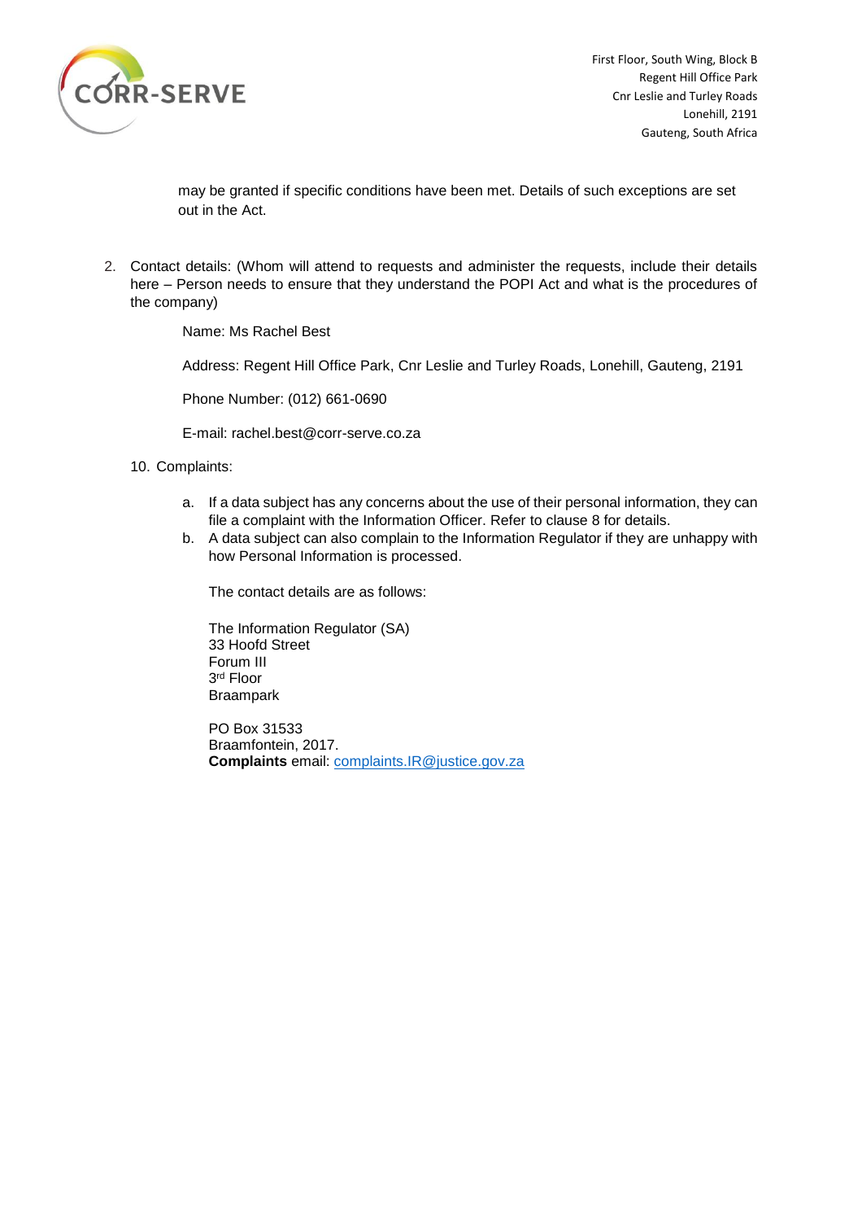may be granted if specific conditions have been met. Details of such exceptions are set out in the Act.

2. Contact details: (Whom will attend to requests and administer the requests, include their details here – Person needs to ensure that they understand the POPI Act and what is the procedures of the company)

   Name: Ms Rachel Best

   Address: Regent Hill Office Park, Cnr Leslie and Turley Roads, Lonehill, Gauteng, 2191

   Phone Number: (012) 661-0690

   E-mail: rachel.best@corr-serve.co.za

10. Complaints:

   a. If a data subject has any concerns about the use of their personal information, they can file a complaint with the Information Officer. Refer to clause 8 for details.
   b. A data subject can also complain to the Information Regulator if they are unhappy with how Personal Information is processed.

      The contact details are as follows:

      The Information Regulator (SA)
      33 Hoofd Street
      Forum III
      3rd Floor
      Braampark

      PO Box 31533
      Braamfontein, 2017.
      **Complaints** email: complaints.IR@justice.gov.za